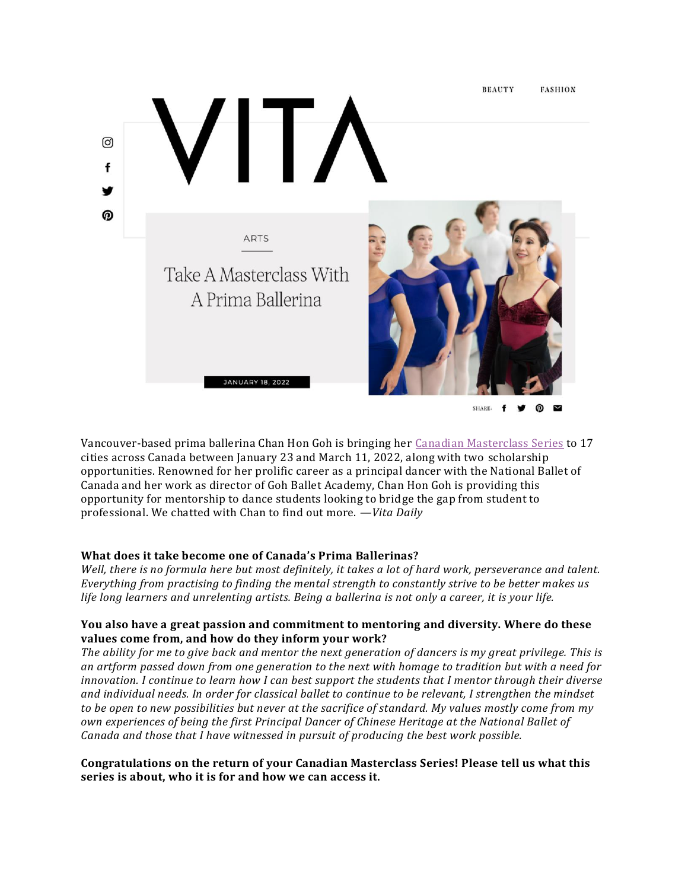VITA

BEAUTY FASHION

ARTS

# Take A Masterclass With A Prima Ballerina

JANUARY 18, 2022

SHARE:

Vancouver-based prima ballerina Chan Hon Goh is bringing her [Canadian Masterclass Series](#) to 17 cities across Canada between January 23 and March 11, 2022, along with two scholarship opportunities. Renowned for her prolific career as a principal dancer with the National Ballet of Canada and her work as director of Goh Ballet Academy, Chan Hon Goh is providing this opportunity for mentorship to dance students looking to bridge the gap from student to professional. We chatted with Chan to find out more. *—Vita Daily*

**What does it take become one of Canada's Prima Ballerinas?**
*Well, there is no formula here but most definitely, it takes a lot of hard work, perseverance and talent. Everything from practising to finding the mental strength to constantly strive to be better makes us life long learners and unrelenting artists. Being a ballerina is not only a career, it is your life.*

**You also have a great passion and commitment to mentoring and diversity. Where do these values come from, and how do they inform your work?**
*The ability for me to give back and mentor the next generation of dancers is my great privilege. This is an artform passed down from one generation to the next with homage to tradition but with a need for innovation. I continue to learn how I can best support the students that I mentor through their diverse and individual needs. In order for classical ballet to continue to be relevant, I strengthen the mindset to be open to new possibilities but never at the sacrifice of standard. My values mostly come from my own experiences of being the first Principal Dancer of Chinese Heritage at the National Ballet of Canada and those that I have witnessed in pursuit of producing the best work possible.*

**Congratulations on the return of your Canadian Masterclass Series! Please tell us what this series is about, who it is for and how we can access it.**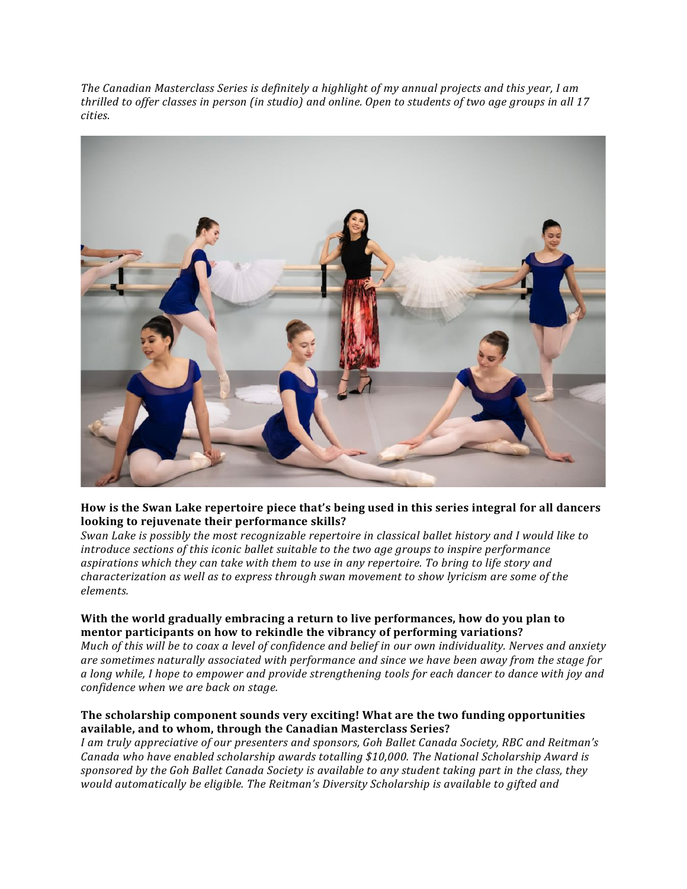*The Canadian Masterclass Series is definitely a highlight of my annual projects and this year, I am thrilled to offer classes in person (in studio) and online. Open to students of two age groups in all 17 cities.*

**How is the Swan Lake repertoire piece that's being used in this series integral for all dancers looking to rejuvenate their performance skills?**

*Swan Lake is possibly the most recognizable repertoire in classical ballet history and I would like to introduce sections of this iconic ballet suitable to the two age groups to inspire performance aspirations which they can take with them to use in any repertoire. To bring to life story and characterization as well as to express through swan movement to show lyricism are some of the elements.*

**With the world gradually embracing a return to live performances, how do you plan to mentor participants on how to rekindle the vibrancy of performing variations?**

*Much of this will be to coax a level of confidence and belief in our own individuality. Nerves and anxiety are sometimes naturally associated with performance and since we have been away from the stage for a long while, I hope to empower and provide strengthening tools for each dancer to dance with joy and confidence when we are back on stage.*

**The scholarship component sounds very exciting! What are the two funding opportunities available, and to whom, through the Canadian Masterclass Series?**

*I am truly appreciative of our presenters and sponsors, Goh Ballet Canada Society, RBC and Reitman's Canada who have enabled scholarship awards totalling $10,000. The National Scholarship Award is sponsored by the Goh Ballet Canada Society is available to any student taking part in the class, they would automatically be eligible. The Reitman's Diversity Scholarship is available to gifted and*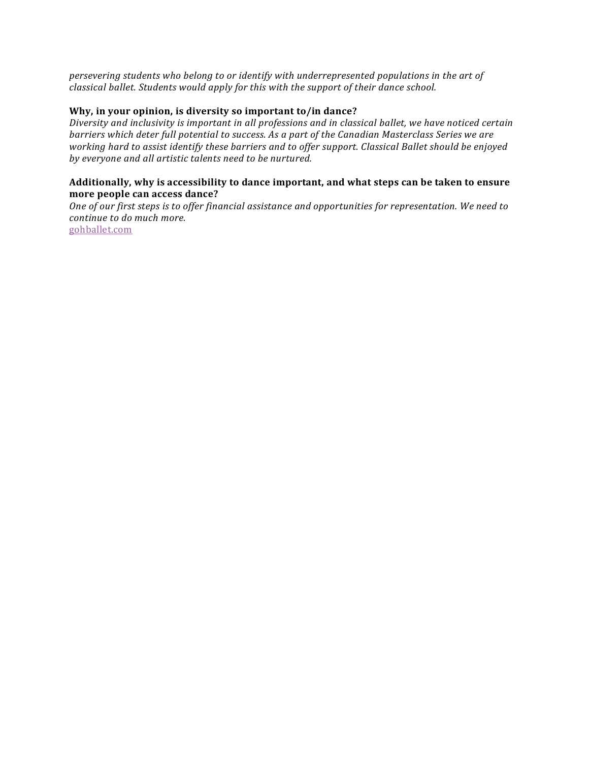*persevering students who belong to or identify with underrepresented populations in the art of classical ballet. Students would apply for this with the support of their dance school.*

**Why, in your opinion, is diversity so important to/in dance?**

*Diversity and inclusivity is important in all professions and in classical ballet, we have noticed certain barriers which deter full potential to success. As a part of the Canadian Masterclass Series we are working hard to assist identify these barriers and to offer support. Classical Ballet should be enjoyed by everyone and all artistic talents need to be nurtured.*

**Additionally, why is accessibility to dance important, and what steps can be taken to ensure more people can access dance?**

*One of our first steps is to offer financial assistance and opportunities for representation. We need to continue to do much more.*

gohballet.com